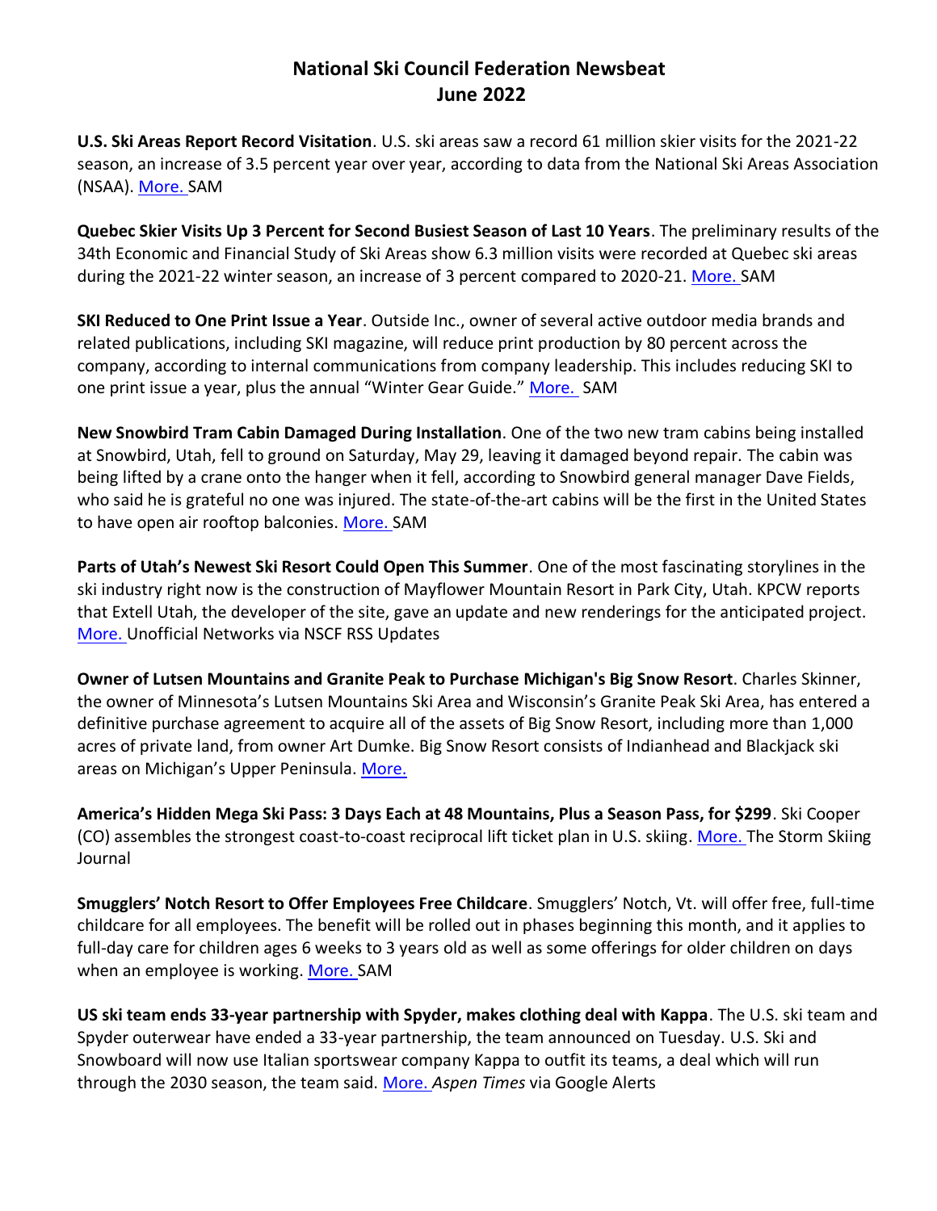# National Ski Council Federation Newsbeat
## June 2022

**U.S. Ski Areas Report Record Visitation**. U.S. ski areas saw a record 61 million skier visits for the 2021-22 season, an increase of 3.5 percent year over year, according to data from the National Ski Areas Association (NSAA). More. SAM

**Quebec Skier Visits Up 3 Percent for Second Busiest Season of Last 10 Years**. The preliminary results of the 34th Economic and Financial Study of Ski Areas show 6.3 million visits were recorded at Quebec ski areas during the 2021-22 winter season, an increase of 3 percent compared to 2020-21. More. SAM

**SKI Reduced to One Print Issue a Year**. Outside Inc., owner of several active outdoor media brands and related publications, including SKI magazine, will reduce print production by 80 percent across the company, according to internal communications from company leadership. This includes reducing SKI to one print issue a year, plus the annual "Winter Gear Guide." More. SAM

**New Snowbird Tram Cabin Damaged During Installation**. One of the two new tram cabins being installed at Snowbird, Utah, fell to ground on Saturday, May 29, leaving it damaged beyond repair. The cabin was being lifted by a crane onto the hanger when it fell, according to Snowbird general manager Dave Fields, who said he is grateful no one was injured. The state-of-the-art cabins will be the first in the United States to have open air rooftop balconies. More. SAM

**Parts of Utah's Newest Ski Resort Could Open This Summer**. One of the most fascinating storylines in the ski industry right now is the construction of Mayflower Mountain Resort in Park City, Utah. KPCW reports that Extell Utah, the developer of the site, gave an update and new renderings for the anticipated project. More. Unofficial Networks via NSCF RSS Updates

**Owner of Lutsen Mountains and Granite Peak to Purchase Michigan's Big Snow Resort**. Charles Skinner, the owner of Minnesota's Lutsen Mountains Ski Area and Wisconsin's Granite Peak Ski Area, has entered a definitive purchase agreement to acquire all of the assets of Big Snow Resort, including more than 1,000 acres of private land, from owner Art Dumke. Big Snow Resort consists of Indianhead and Blackjack ski areas on Michigan's Upper Peninsula. More.

**America's Hidden Mega Ski Pass: 3 Days Each at 48 Mountains, Plus a Season Pass, for $299**. Ski Cooper (CO) assembles the strongest coast-to-coast reciprocal lift ticket plan in U.S. skiing. More. The Storm Skiing Journal

**Smugglers' Notch Resort to Offer Employees Free Childcare**. Smugglers' Notch, Vt. will offer free, full-time childcare for all employees. The benefit will be rolled out in phases beginning this month, and it applies to full-day care for children ages 6 weeks to 3 years old as well as some offerings for older children on days when an employee is working. More. SAM

**US ski team ends 33-year partnership with Spyder, makes clothing deal with Kappa**. The U.S. ski team and Spyder outerwear have ended a 33-year partnership, the team announced on Tuesday. U.S. Ski and Snowboard will now use Italian sportswear company Kappa to outfit its teams, a deal which will run through the 2030 season, the team said. More. *Aspen Times* via Google Alerts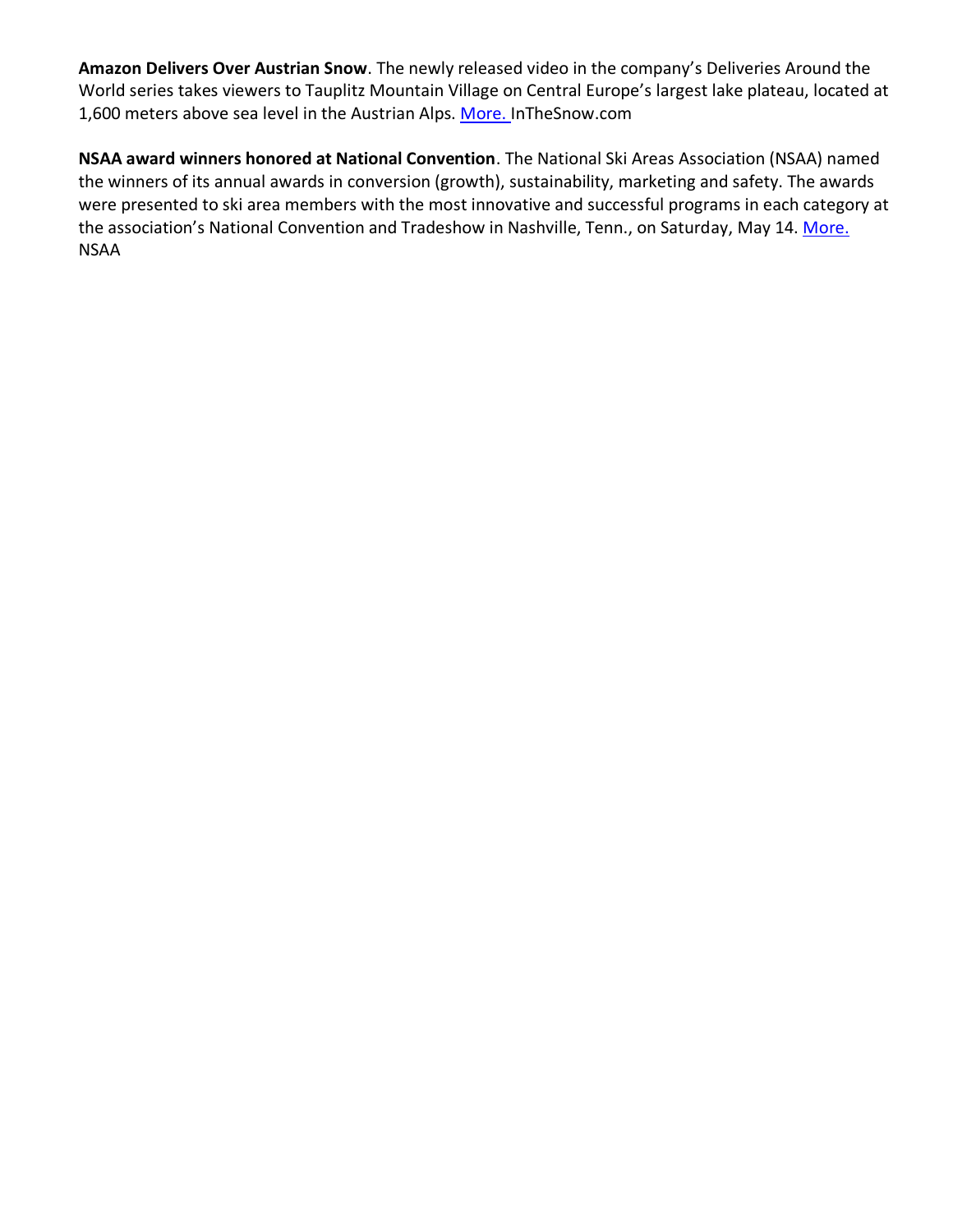**Amazon Delivers Over Austrian Snow**. The newly released video in the company's Deliveries Around the World series takes viewers to Tauplitz Mountain Village on Central Europe's largest lake plateau, located at 1,600 meters above sea level in the Austrian Alps. More. InTheSnow.com

**NSAA award winners honored at National Convention**. The National Ski Areas Association (NSAA) named the winners of its annual awards in conversion (growth), sustainability, marketing and safety. The awards were presented to ski area members with the most innovative and successful programs in each category at the association's National Convention and Tradeshow in Nashville, Tenn., on Saturday, May 14. More. NSAA